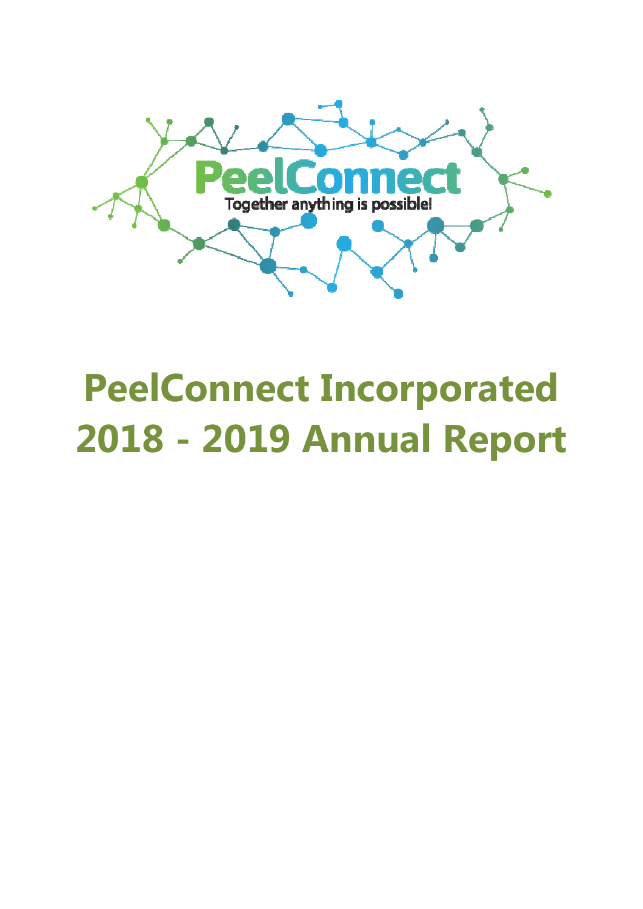PeelConnect

Together anything is possible!

# PeelConnect Incorporated 2018 - 2019 Annual Report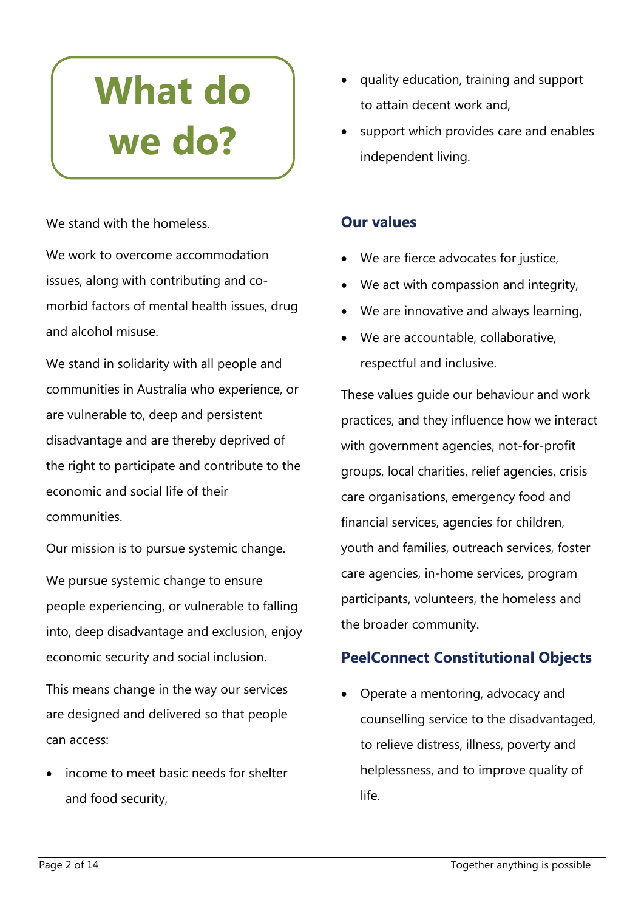# What do we do?

We stand with the homeless.

We work to overcome accommodation issues, along with contributing and co-morbid factors of mental health issues, drug and alcohol misuse.

We stand in solidarity with all people and communities in Australia who experience, or are vulnerable to, deep and persistent disadvantage and are thereby deprived of the right to participate and contribute to the economic and social life of their communities.

Our mission is to pursue systemic change.

We pursue systemic change to ensure people experiencing, or vulnerable to falling into, deep disadvantage and exclusion, enjoy economic security and social inclusion.

This means change in the way our services are designed and delivered so that people can access:

- income to meet basic needs for shelter and food security,
- quality education, training and support to attain decent work and,
- support which provides care and enables independent living.

## Our values

- We are fierce advocates for justice,
- We act with compassion and integrity,
- We are innovative and always learning,
- We are accountable, collaborative, respectful and inclusive.

These values guide our behaviour and work practices, and they influence how we interact with government agencies, not-for-profit groups, local charities, relief agencies, crisis care organisations, emergency food and financial services, agencies for children, youth and families, outreach services, foster care agencies, in-home services, program participants, volunteers, the homeless and the broader community.

## PeelConnect Constitutional Objects

- Operate a mentoring, advocacy and counselling service to the disadvantaged, to relieve distress, illness, poverty and helplessness, and to improve quality of life.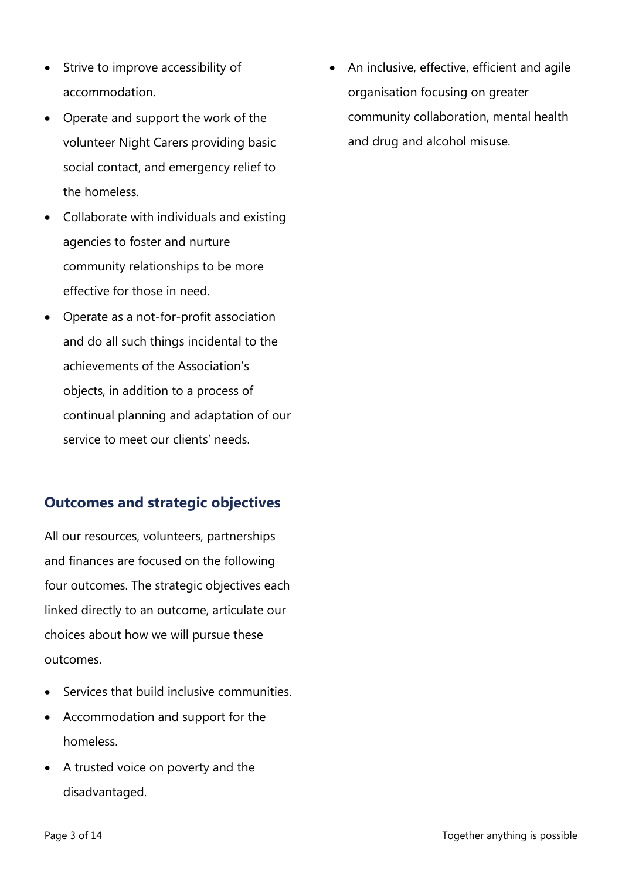- Strive to improve accessibility of accommodation.
- Operate and support the work of the volunteer Night Carers providing basic social contact, and emergency relief to the homeless.
- Collaborate with individuals and existing agencies to foster and nurture community relationships to be more effective for those in need.
- Operate as a not-for-profit association and do all such things incidental to the achievements of the Association's objects, in addition to a process of continual planning and adaptation of our service to meet our clients' needs.

## Outcomes and strategic objectives

All our resources, volunteers, partnerships and finances are focused on the following four outcomes. The strategic objectives each linked directly to an outcome, articulate our choices about how we will pursue these outcomes.

- Services that build inclusive communities.
- Accommodation and support for the homeless.
- A trusted voice on poverty and the disadvantaged.
- An inclusive, effective, efficient and agile organisation focusing on greater community collaboration, mental health and drug and alcohol misuse.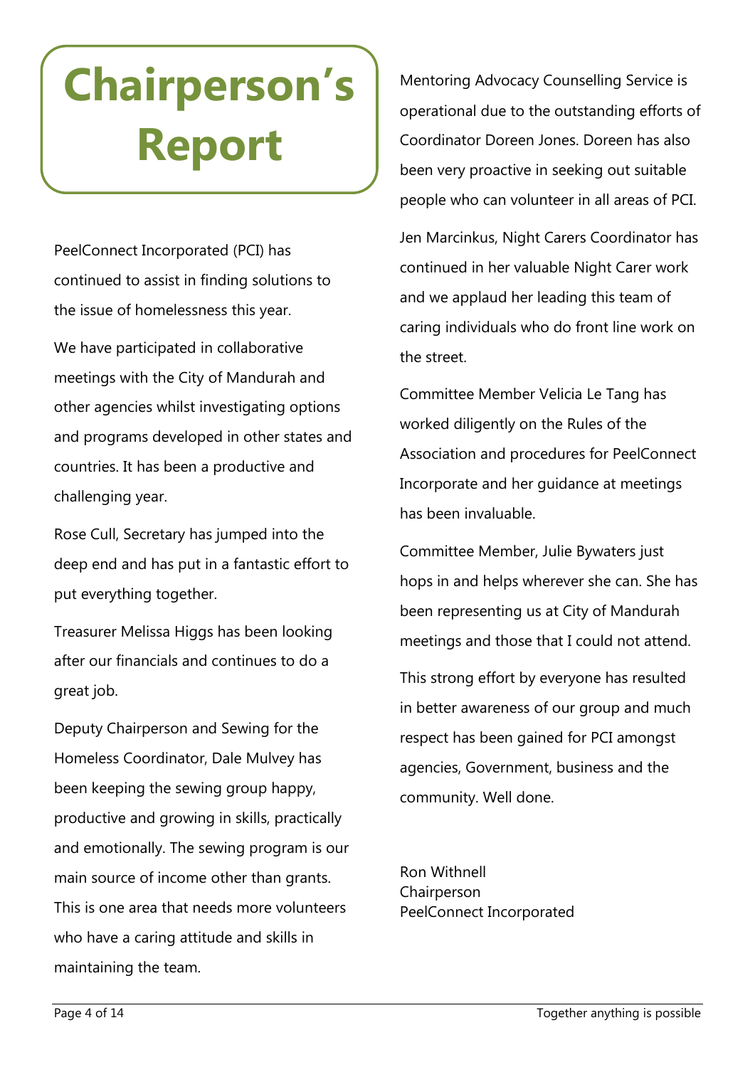# Chairperson's Report

PeelConnect Incorporated (PCI) has continued to assist in finding solutions to the issue of homelessness this year.

We have participated in collaborative meetings with the City of Mandurah and other agencies whilst investigating options and programs developed in other states and countries. It has been a productive and challenging year.

Rose Cull, Secretary has jumped into the deep end and has put in a fantastic effort to put everything together.

Treasurer Melissa Higgs has been looking after our financials and continues to do a great job.

Deputy Chairperson and Sewing for the Homeless Coordinator, Dale Mulvey has been keeping the sewing group happy, productive and growing in skills, practically and emotionally. The sewing program is our main source of income other than grants. This is one area that needs more volunteers who have a caring attitude and skills in maintaining the team.

Mentoring Advocacy Counselling Service is operational due to the outstanding efforts of Coordinator Doreen Jones. Doreen has also been very proactive in seeking out suitable people who can volunteer in all areas of PCI.

Jen Marcinkus, Night Carers Coordinator has continued in her valuable Night Carer work and we applaud her leading this team of caring individuals who do front line work on the street.

Committee Member Velicia Le Tang has worked diligently on the Rules of the Association and procedures for PeelConnect Incorporate and her guidance at meetings has been invaluable.

Committee Member, Julie Bywaters just hops in and helps wherever she can. She has been representing us at City of Mandurah meetings and those that I could not attend.

This strong effort by everyone has resulted in better awareness of our group and much respect has been gained for PCI amongst agencies, Government, business and the community. Well done.

Ron Withnell  
Chairperson  
PeelConnect Incorporated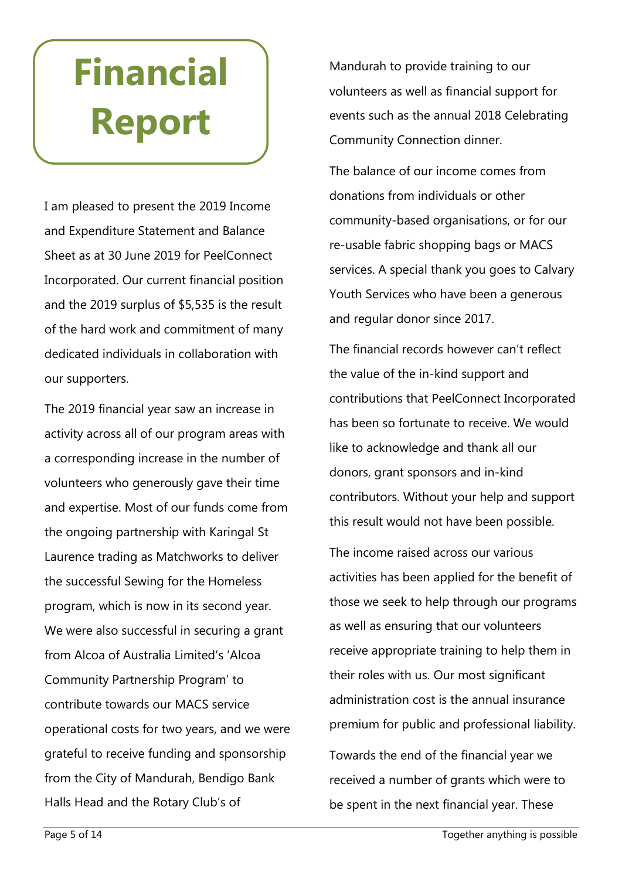# Financial Report

I am pleased to present the 2019 Income and Expenditure Statement and Balance Sheet as at 30 June 2019 for PeelConnect Incorporated. Our current financial position and the 2019 surplus of $5,535 is the result of the hard work and commitment of many dedicated individuals in collaboration with our supporters.

The 2019 financial year saw an increase in activity across all of our program areas with a corresponding increase in the number of volunteers who generously gave their time and expertise. Most of our funds come from the ongoing partnership with Karingal St Laurence trading as Matchworks to deliver the successful Sewing for the Homeless program, which is now in its second year. We were also successful in securing a grant from Alcoa of Australia Limited's 'Alcoa Community Partnership Program' to contribute towards our MACS service operational costs for two years, and we were grateful to receive funding and sponsorship from the City of Mandurah, Bendigo Bank Halls Head and the Rotary Club's of Mandurah to provide training to our volunteers as well as financial support for events such as the annual 2018 Celebrating Community Connection dinner.

The balance of our income comes from donations from individuals or other community-based organisations, or for our re-usable fabric shopping bags or MACS services. A special thank you goes to Calvary Youth Services who have been a generous and regular donor since 2017.

The financial records however can't reflect the value of the in-kind support and contributions that PeelConnect Incorporated has been so fortunate to receive. We would like to acknowledge and thank all our donors, grant sponsors and in-kind contributors. Without your help and support this result would not have been possible.

The income raised across our various activities has been applied for the benefit of those we seek to help through our programs as well as ensuring that our volunteers receive appropriate training to help them in their roles with us. Our most significant administration cost is the annual insurance premium for public and professional liability.

Towards the end of the financial year we received a number of grants which were to be spent in the next financial year. These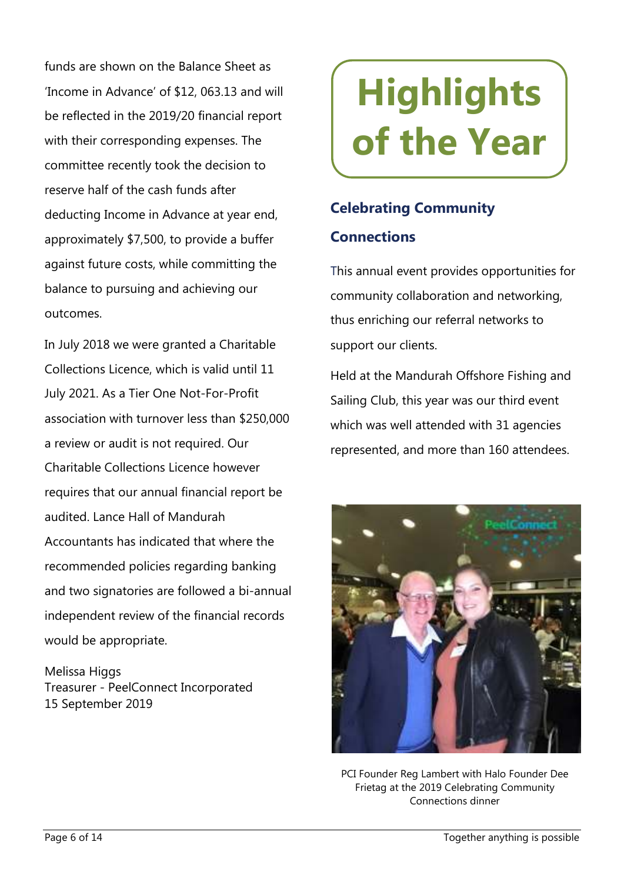funds are shown on the Balance Sheet as 'Income in Advance' of $12, 063.13 and will be reflected in the 2019/20 financial report with their corresponding expenses. The committee recently took the decision to reserve half of the cash funds after deducting Income in Advance at year end, approximately $7,500, to provide a buffer against future costs, while committing the balance to pursuing and achieving our outcomes.

In July 2018 we were granted a Charitable Collections Licence, which is valid until 11 July 2021. As a Tier One Not-For-Profit association with turnover less than $250,000 a review or audit is not required. Our Charitable Collections Licence however requires that our annual financial report be audited. Lance Hall of Mandurah Accountants has indicated that where the recommended policies regarding banking and two signatories are followed a bi-annual independent review of the financial records would be appropriate.

Melissa Higgs
Treasurer - PeelConnect Incorporated
15 September 2019

# Highlights of the Year

## Celebrating Community Connections

This annual event provides opportunities for community collaboration and networking, thus enriching our referral networks to support our clients.

Held at the Mandurah Offshore Fishing and Sailing Club, this year was our third event which was well attended with 31 agencies represented, and more than 160 attendees.

PCI Founder Reg Lambert with Halo Founder Dee Frietag at the 2019 Celebrating Community Connections dinner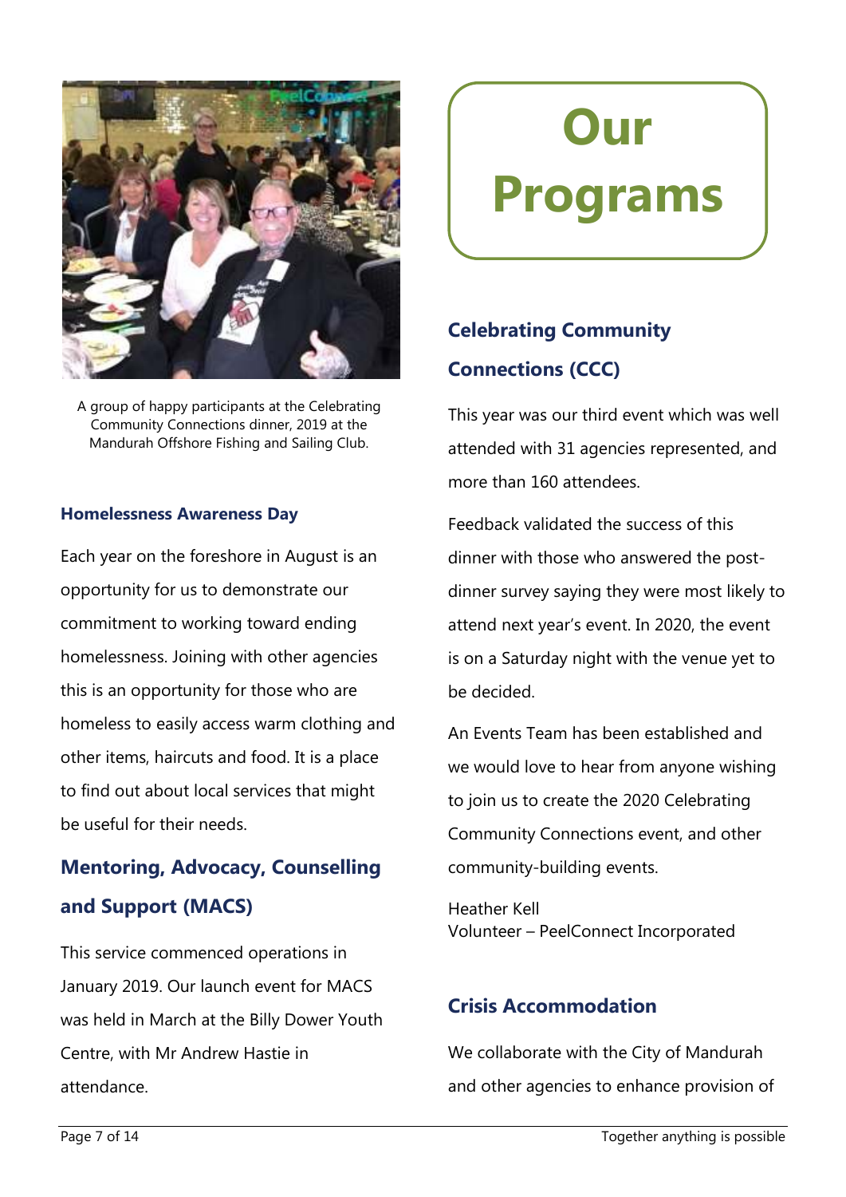A group of happy participants at the Celebrating Community Connections dinner, 2019 at the Mandurah Offshore Fishing and Sailing Club.

### Homelessness Awareness Day

Each year on the foreshore in August is an opportunity for us to demonstrate our commitment to working toward ending homelessness. Joining with other agencies this is an opportunity for those who are homeless to easily access warm clothing and other items, haircuts and food. It is a place to find out about local services that might be useful for their needs.

## Mentoring, Advocacy, Counselling and Support (MACS)

This service commenced operations in January 2019. Our launch event for MACS was held in March at the Billy Dower Youth Centre, with Mr Andrew Hastie in attendance.

# Our Programs

## Celebrating Community Connections (CCC)

This year was our third event which was well attended with 31 agencies represented, and more than 160 attendees.

Feedback validated the success of this dinner with those who answered the post-dinner survey saying they were most likely to attend next year's event. In 2020, the event is on a Saturday night with the venue yet to be decided.

An Events Team has been established and we would love to hear from anyone wishing to join us to create the 2020 Celebrating Community Connections event, and other community-building events.

Heather Kell
Volunteer – PeelConnect Incorporated

## Crisis Accommodation

We collaborate with the City of Mandurah and other agencies to enhance provision of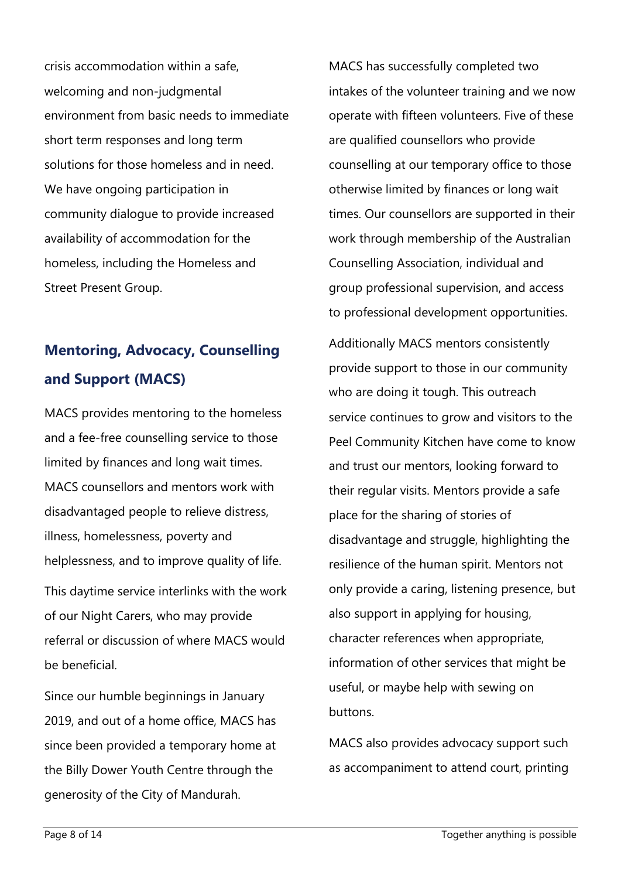crisis accommodation within a safe, welcoming and non-judgmental environment from basic needs to immediate short term responses and long term solutions for those homeless and in need. We have ongoing participation in community dialogue to provide increased availability of accommodation for the homeless, including the Homeless and Street Present Group.

## Mentoring, Advocacy, Counselling and Support (MACS)

MACS provides mentoring to the homeless and a fee-free counselling service to those limited by finances and long wait times. MACS counsellors and mentors work with disadvantaged people to relieve distress, illness, homelessness, poverty and helplessness, and to improve quality of life.

This daytime service interlinks with the work of our Night Carers, who may provide referral or discussion of where MACS would be beneficial.

Since our humble beginnings in January 2019, and out of a home office, MACS has since been provided a temporary home at the Billy Dower Youth Centre through the generosity of the City of Mandurah.

MACS has successfully completed two intakes of the volunteer training and we now operate with fifteen volunteers. Five of these are qualified counsellors who provide counselling at our temporary office to those otherwise limited by finances or long wait times. Our counsellors are supported in their work through membership of the Australian Counselling Association, individual and group professional supervision, and access to professional development opportunities.

Additionally MACS mentors consistently provide support to those in our community who are doing it tough. This outreach service continues to grow and visitors to the Peel Community Kitchen have come to know and trust our mentors, looking forward to their regular visits. Mentors provide a safe place for the sharing of stories of disadvantage and struggle, highlighting the resilience of the human spirit. Mentors not only provide a caring, listening presence, but also support in applying for housing, character references when appropriate, information of other services that might be useful, or maybe help with sewing on buttons.

MACS also provides advocacy support such as accompaniment to attend court, printing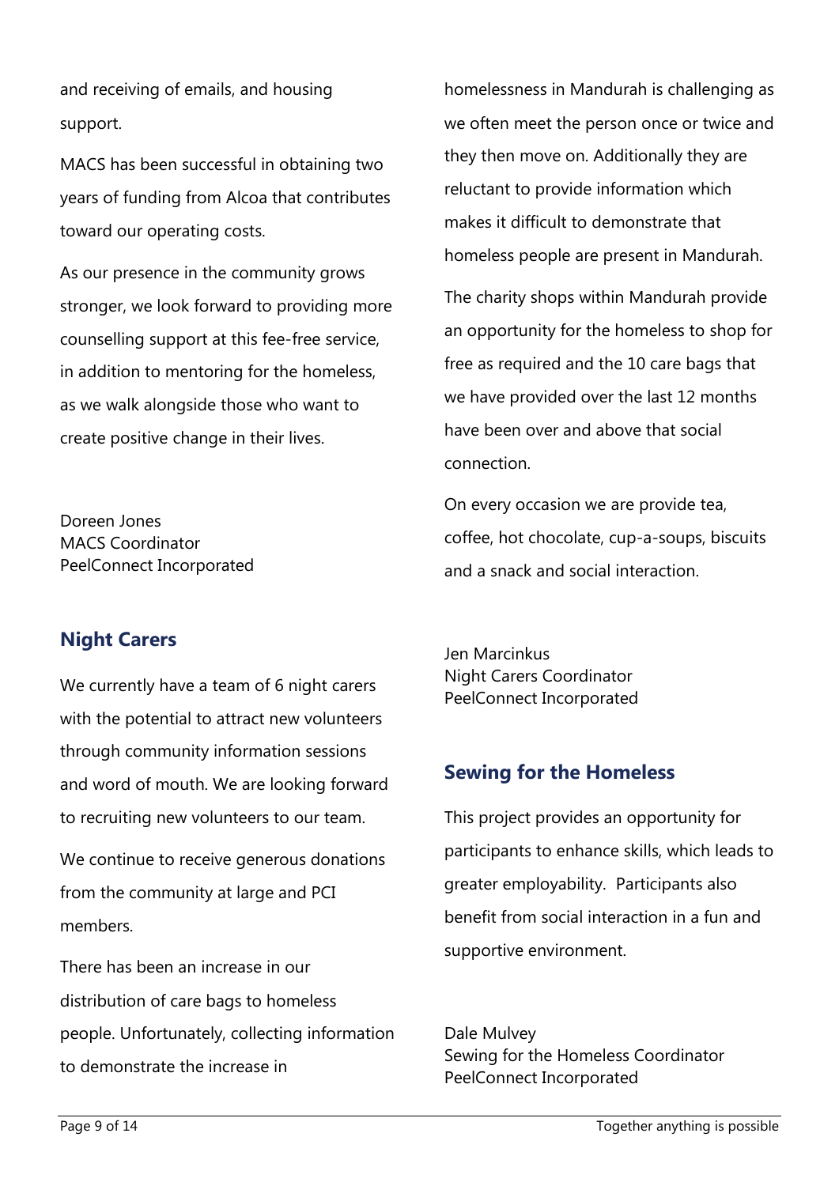and receiving of emails, and housing support.

MACS has been successful in obtaining two years of funding from Alcoa that contributes toward our operating costs.

As our presence in the community grows stronger, we look forward to providing more counselling support at this fee-free service, in addition to mentoring for the homeless, as we walk alongside those who want to create positive change in their lives.

Doreen Jones
MACS Coordinator
PeelConnect Incorporated

## Night Carers

We currently have a team of 6 night carers with the potential to attract new volunteers through community information sessions and word of mouth. We are looking forward to recruiting new volunteers to our team.

We continue to receive generous donations from the community at large and PCI members.

There has been an increase in our distribution of care bags to homeless people. Unfortunately, collecting information to demonstrate the increase in homelessness in Mandurah is challenging as we often meet the person once or twice and they then move on. Additionally they are reluctant to provide information which makes it difficult to demonstrate that homeless people are present in Mandurah.

The charity shops within Mandurah provide an opportunity for the homeless to shop for free as required and the 10 care bags that we have provided over the last 12 months have been over and above that social connection.

On every occasion we are provide tea, coffee, hot chocolate, cup-a-soups, biscuits and a snack and social interaction.

Jen Marcinkus
Night Carers Coordinator
PeelConnect Incorporated

## Sewing for the Homeless

This project provides an opportunity for participants to enhance skills, which leads to greater employability. Participants also benefit from social interaction in a fun and supportive environment.

Dale Mulvey
Sewing for the Homeless Coordinator
PeelConnect Incorporated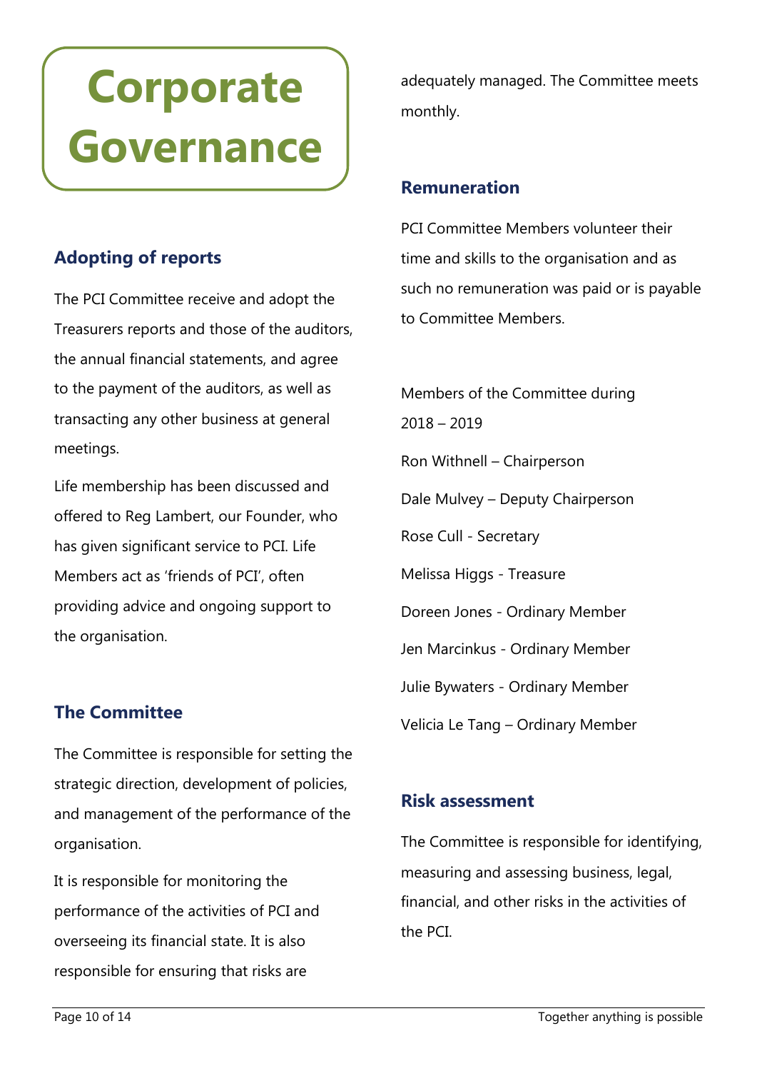# Corporate Governance

## Adopting of reports

The PCI Committee receive and adopt the Treasurers reports and those of the auditors, the annual financial statements, and agree to the payment of the auditors, as well as transacting any other business at general meetings.

Life membership has been discussed and offered to Reg Lambert, our Founder, who has given significant service to PCI. Life Members act as 'friends of PCI', often providing advice and ongoing support to the organisation.

## The Committee

The Committee is responsible for setting the strategic direction, development of policies, and management of the performance of the organisation.

It is responsible for monitoring the performance of the activities of PCI and overseeing its financial state. It is also responsible for ensuring that risks are adequately managed. The Committee meets monthly.

## Remuneration

PCI Committee Members volunteer their time and skills to the organisation and as such no remuneration was paid or is payable to Committee Members.

Members of the Committee during 2018 – 2019

Ron Withnell – Chairperson

Dale Mulvey – Deputy Chairperson

Rose Cull - Secretary

Melissa Higgs - Treasure

Doreen Jones - Ordinary Member

Jen Marcinkus - Ordinary Member

Julie Bywaters - Ordinary Member

Velicia Le Tang – Ordinary Member

## Risk assessment

The Committee is responsible for identifying, measuring and assessing business, legal, financial, and other risks in the activities of the PCI.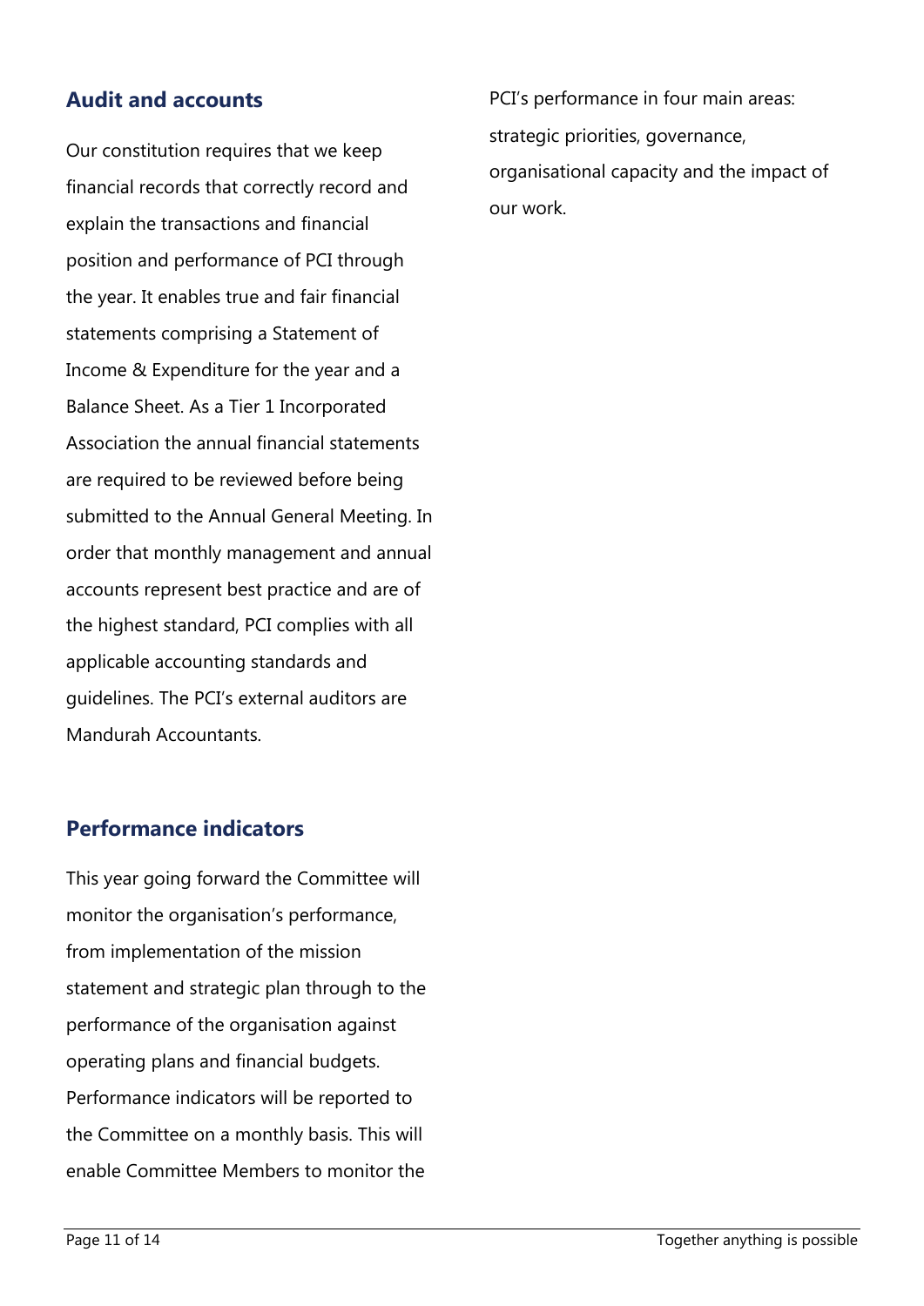## Audit and accounts

Our constitution requires that we keep financial records that correctly record and explain the transactions and financial position and performance of PCI through the year. It enables true and fair financial statements comprising a Statement of Income & Expenditure for the year and a Balance Sheet. As a Tier 1 Incorporated Association the annual financial statements are required to be reviewed before being submitted to the Annual General Meeting. In order that monthly management and annual accounts represent best practice and are of the highest standard, PCI complies with all applicable accounting standards and guidelines. The PCI's external auditors are Mandurah Accountants.

## Performance indicators

This year going forward the Committee will monitor the organisation's performance, from implementation of the mission statement and strategic plan through to the performance of the organisation against operating plans and financial budgets. Performance indicators will be reported to the Committee on a monthly basis. This will enable Committee Members to monitor the PCI's performance in four main areas: strategic priorities, governance, organisational capacity and the impact of our work.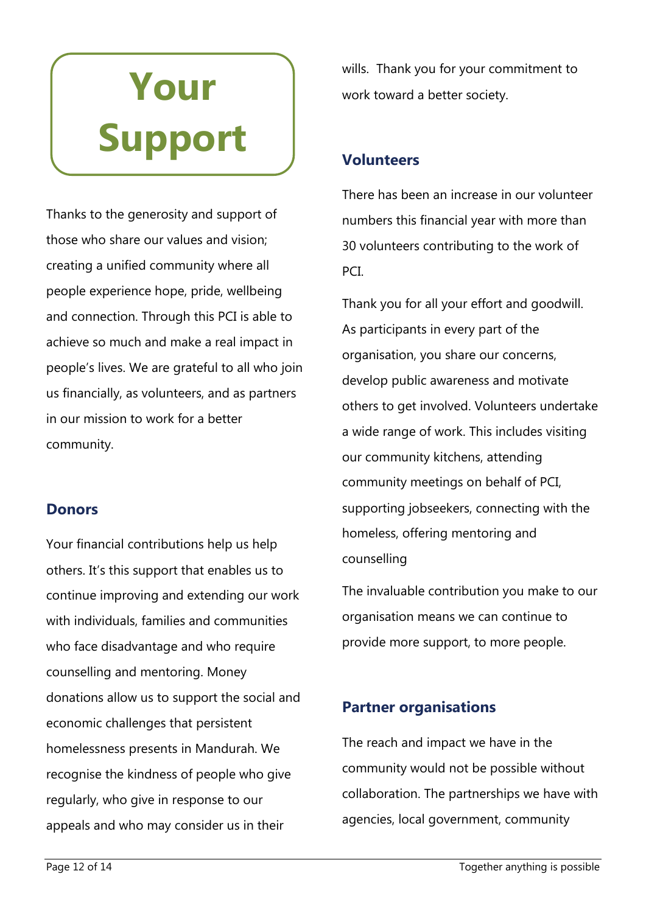# Your Support

Thanks to the generosity and support of those who share our values and vision; creating a unified community where all people experience hope, pride, wellbeing and connection. Through this PCI is able to achieve so much and make a real impact in people's lives. We are grateful to all who join us financially, as volunteers, and as partners in our mission to work for a better community.

## Donors

Your financial contributions help us help others. It's this support that enables us to continue improving and extending our work with individuals, families and communities who face disadvantage and who require counselling and mentoring. Money donations allow us to support the social and economic challenges that persistent homelessness presents in Mandurah. We recognise the kindness of people who give regularly, who give in response to our appeals and who may consider us in their wills. Thank you for your commitment to work toward a better society.

## Volunteers

There has been an increase in our volunteer numbers this financial year with more than 30 volunteers contributing to the work of PCI.

Thank you for all your effort and goodwill. As participants in every part of the organisation, you share our concerns, develop public awareness and motivate others to get involved. Volunteers undertake a wide range of work. This includes visiting our community kitchens, attending community meetings on behalf of PCI, supporting jobseekers, connecting with the homeless, offering mentoring and counselling

The invaluable contribution you make to our organisation means we can continue to provide more support, to more people.

## Partner organisations

The reach and impact we have in the community would not be possible without collaboration. The partnerships we have with agencies, local government, community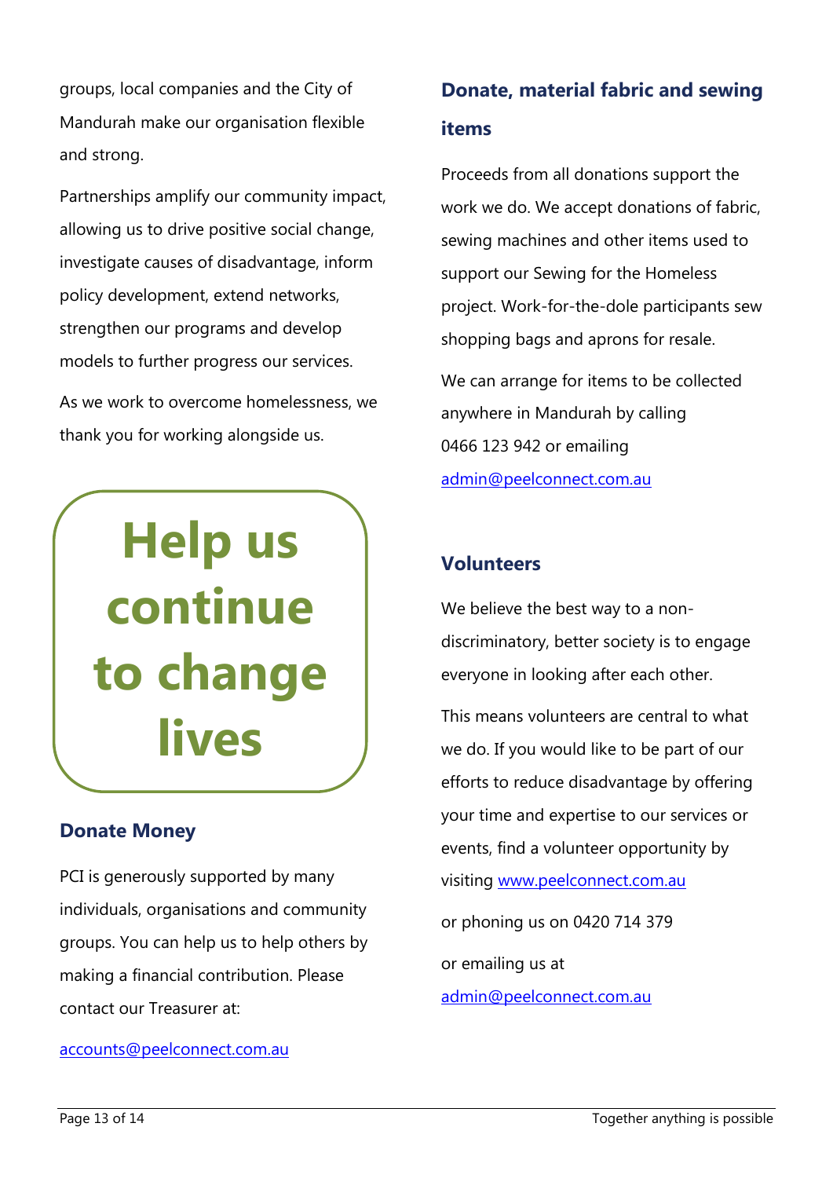groups, local companies and the City of Mandurah make our organisation flexible and strong.

Partnerships amplify our community impact, allowing us to drive positive social change, investigate causes of disadvantage, inform policy development, extend networks, strengthen our programs and develop models to further progress our services.

As we work to overcome homelessness, we thank you for working alongside us.

# Help us continue to change lives

### Donate Money

PCI is generously supported by many individuals, organisations and community groups. You can help us to help others by making a financial contribution. Please contact our Treasurer at:

accounts@peelconnect.com.au

### Donate, material fabric and sewing items

Proceeds from all donations support the work we do. We accept donations of fabric, sewing machines and other items used to support our Sewing for the Homeless project. Work-for-the-dole participants sew shopping bags and aprons for resale.

We can arrange for items to be collected anywhere in Mandurah by calling 0466 123 942 or emailing admin@peelconnect.com.au

### Volunteers

We believe the best way to a non-discriminatory, better society is to engage everyone in looking after each other.

This means volunteers are central to what we do. If you would like to be part of our efforts to reduce disadvantage by offering your time and expertise to our services or events, find a volunteer opportunity by visiting www.peelconnect.com.au

or phoning us on 0420 714 379

or emailing us at admin@peelconnect.com.au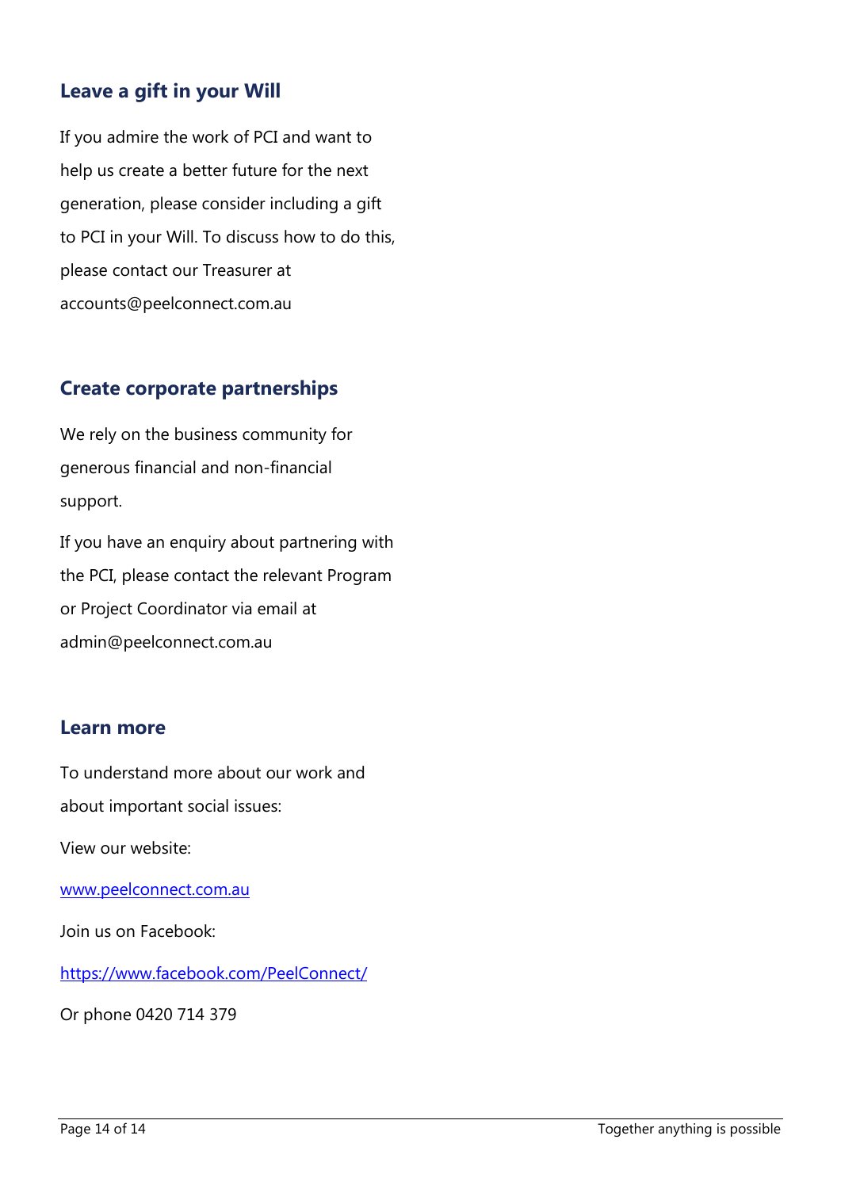## Leave a gift in your Will

If you admire the work of PCI and want to help us create a better future for the next generation, please consider including a gift to PCI in your Will. To discuss how to do this, please contact our Treasurer at accounts@peelconnect.com.au

## Create corporate partnerships

We rely on the business community for generous financial and non-financial support.

If you have an enquiry about partnering with the PCI, please contact the relevant Program or Project Coordinator via email at admin@peelconnect.com.au

## Learn more

To understand more about our work and about important social issues:

View our website:

[www.peelconnect.com.au](http://www.peelconnect.com.au)

Join us on Facebook:

[https://www.facebook.com/PeelConnect/](https://www.facebook.com/PeelConnect/)

Or phone 0420 714 379